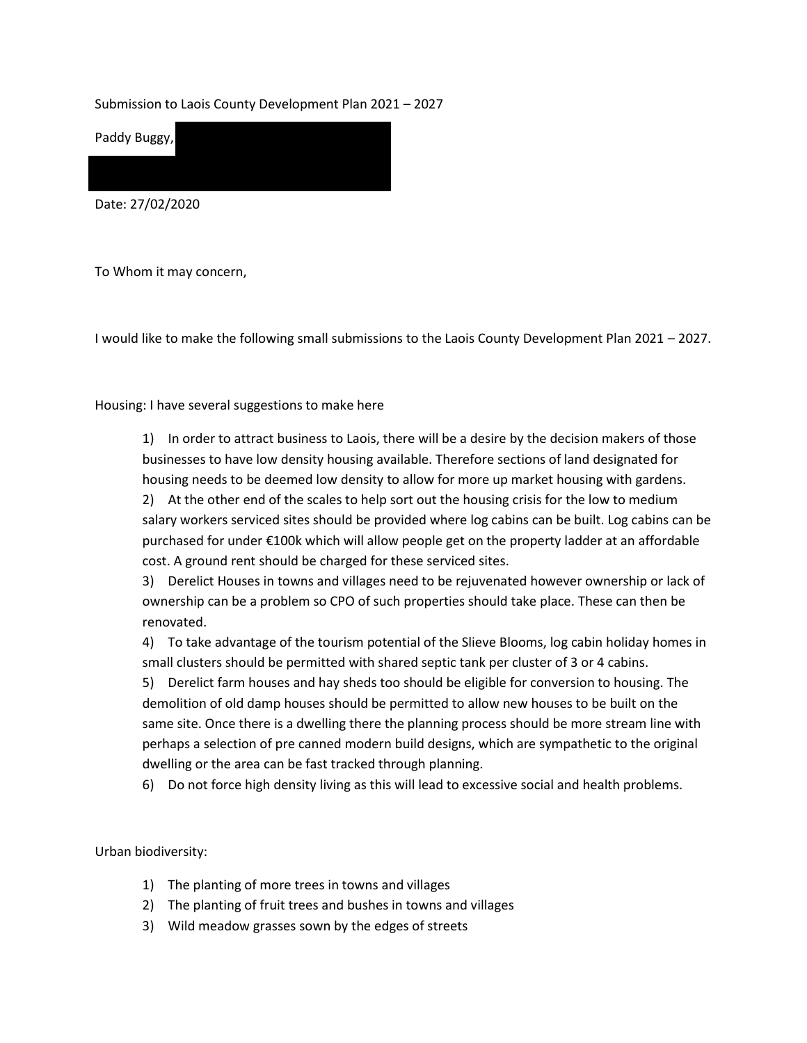Submission to Laois County Development Plan 2021 – 2027

Paddy Buggy,

Date: 27/02/2020

To Whom it may concern,

I would like to make the following small submissions to the Laois County Development Plan 2021 – 2027.

Housing: I have several suggestions to make here

1) In order to attract business to Laois, there will be a desire by the decision makers of those businesses to have low density housing available. Therefore sections of land designated for housing needs to be deemed low density to allow for more up market housing with gardens.
2) At the other end of the scales to help sort out the housing crisis for the low to medium salary workers serviced sites should be provided where log cabins can be built. Log cabins can be purchased for under €100k which will allow people get on the property ladder at an affordable cost. A ground rent should be charged for these serviced sites.
3) Derelict Houses in towns and villages need to be rejuvenated however ownership or lack of ownership can be a problem so CPO of such properties should take place. These can then be renovated.
4) To take advantage of the tourism potential of the Slieve Blooms, log cabin holiday homes in small clusters should be permitted with shared septic tank per cluster of 3 or 4 cabins.
5) Derelict farm houses and hay sheds too should be eligible for conversion to housing. The demolition of old damp houses should be permitted to allow new houses to be built on the same site. Once there is a dwelling there the planning process should be more stream line with perhaps a selection of pre canned modern build designs, which are sympathetic to the original dwelling or the area can be fast tracked through planning.
6) Do not force high density living as this will lead to excessive social and health problems.

Urban biodiversity:

1) The planting of more trees in towns and villages
2) The planting of fruit trees and bushes in towns and villages
3) Wild meadow grasses sown by the edges of streets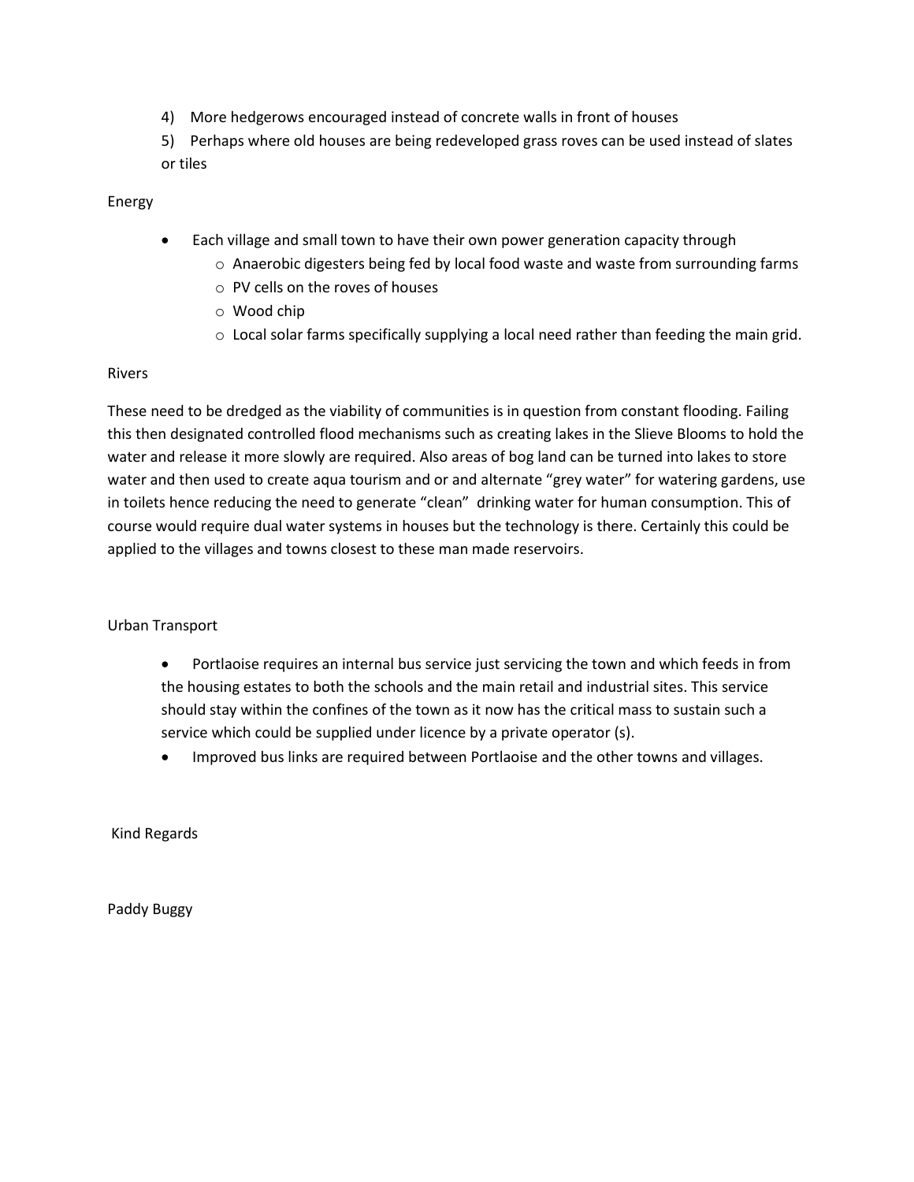4) More hedgerows encouraged instead of concrete walls in front of houses

5) Perhaps where old houses are being redeveloped grass roves can be used instead of slates or tiles

Energy

- Each village and small town to have their own power generation capacity through
  - Anaerobic digesters being fed by local food waste and waste from surrounding farms
  - PV cells on the roves of houses
  - Wood chip
  - Local solar farms specifically supplying a local need rather than feeding the main grid.

Rivers

These need to be dredged as the viability of communities is in question from constant flooding. Failing this then designated controlled flood mechanisms such as creating lakes in the Slieve Blooms to hold the water and release it more slowly are required. Also areas of bog land can be turned into lakes to store water and then used to create aqua tourism and or and alternate "grey water" for watering gardens, use in toilets hence reducing the need to generate "clean" drinking water for human consumption. This of course would require dual water systems in houses but the technology is there. Certainly this could be applied to the villages and towns closest to these man made reservoirs.

Urban Transport

- Portlaoise requires an internal bus service just servicing the town and which feeds in from the housing estates to both the schools and the main retail and industrial sites. This service should stay within the confines of the town as it now has the critical mass to sustain such a service which could be supplied under licence by a private operator (s).
- Improved bus links are required between Portlaoise and the other towns and villages.

Kind Regards

Paddy Buggy